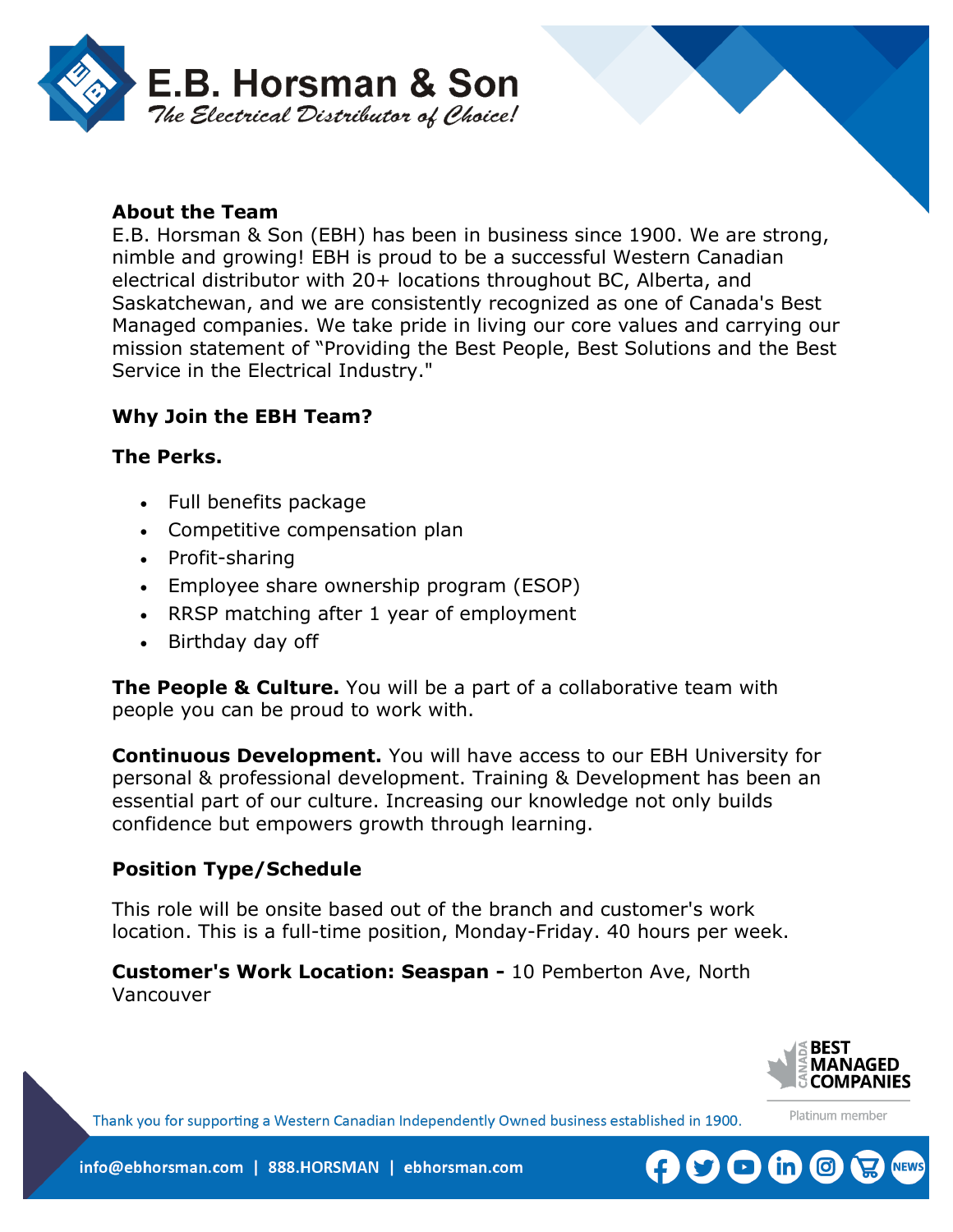# E.B. Horsman & Son

*The Electrical Distributor of Choice!*

**About the Team**

E.B. Horsman & Son (EBH) has been in business since 1900. We are strong, nimble and growing! EBH is proud to be a successful Western Canadian electrical distributor with 20+ locations throughout BC, Alberta, and Saskatchewan, and we are consistently recognized as one of Canada's Best Managed companies. We take pride in living our core values and carrying our mission statement of "Providing the Best People, Best Solutions and the Best Service in the Electrical Industry."

**Why Join the EBH Team?**

**The Perks.**

- Full benefits package
- Competitive compensation plan
- Profit-sharing
- Employee share ownership program (ESOP)
- RRSP matching after 1 year of employment
- Birthday day off

**The People & Culture.** You will be a part of a collaborative team with people you can be proud to work with.

**Continuous Development.** You will have access to our EBH University for personal & professional development. Training & Development has been an essential part of our culture. Increasing our knowledge not only builds confidence but empowers growth through learning.

**Position Type/Schedule**

This role will be onsite based out of the branch and customer's work location. This is a full-time position, Monday-Friday. 40 hours per week.

**Customer's Work Location: Seaspan -** 10 Pemberton Ave, North Vancouver

Canada Best Managed Companies — Platinum member

Thank you for supporting a Western Canadian Independently Owned business established in 1900.

info@ebhorsman.com | 888.HORSMAN | ebhorsman.com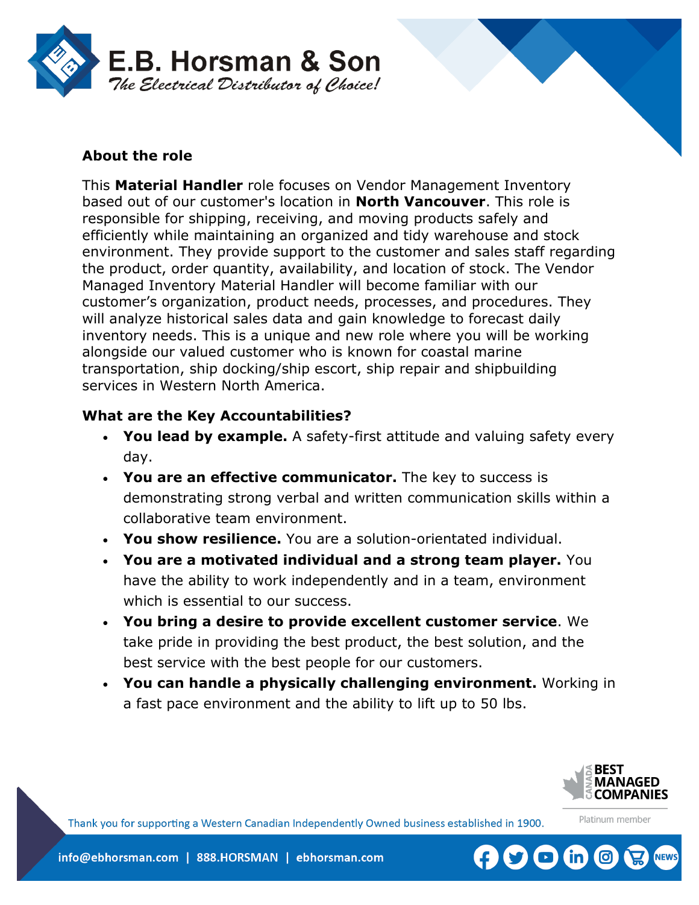## About the role

This **Material Handler** role focuses on Vendor Management Inventory based out of our customer's location in **North Vancouver**. This role is responsible for shipping, receiving, and moving products safely and efficiently while maintaining an organized and tidy warehouse and stock environment. They provide support to the customer and sales staff regarding the product, order quantity, availability, and location of stock. The Vendor Managed Inventory Material Handler will become familiar with our customer's organization, product needs, processes, and procedures. They will analyze historical sales data and gain knowledge to forecast daily inventory needs. This is a unique and new role where you will be working alongside our valued customer who is known for coastal marine transportation, ship docking/ship escort, ship repair and shipbuilding services in Western North America.

## What are the Key Accountabilities?

- **You lead by example.** A safety-first attitude and valuing safety every day.
- **You are an effective communicator.** The key to success is demonstrating strong verbal and written communication skills within a collaborative team environment.
- **You show resilience.** You are a solution-orientated individual.
- **You are a motivated individual and a strong team player.** You have the ability to work independently and in a team, environment which is essential to our success.
- **You bring a desire to provide excellent customer service**. We take pride in providing the best product, the best solution, and the best service with the best people for our customers.
- **You can handle a physically challenging environment.** Working in a fast pace environment and the ability to lift up to 50 lbs.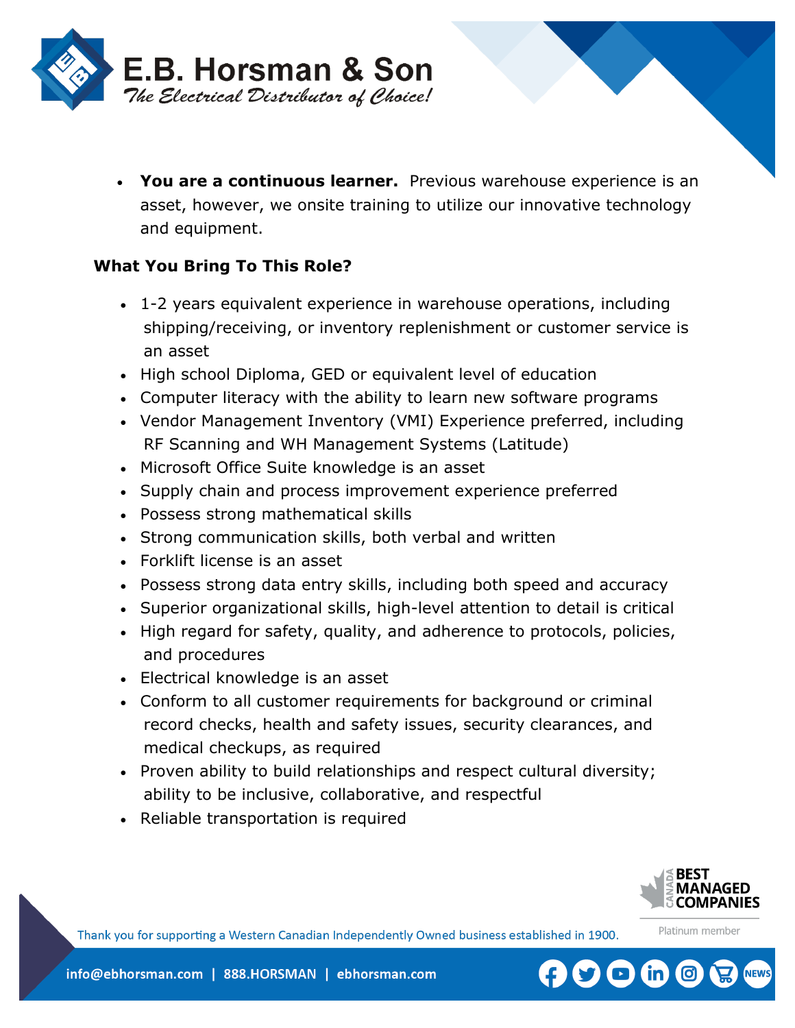- **You are a continuous learner.** Previous warehouse experience is an asset, however, we onsite training to utilize our innovative technology and equipment.

**What You Bring To This Role?**

- 1-2 years equivalent experience in warehouse operations, including shipping/receiving, or inventory replenishment or customer service is an asset
- High school Diploma, GED or equivalent level of education
- Computer literacy with the ability to learn new software programs
- Vendor Management Inventory (VMI) Experience preferred, including RF Scanning and WH Management Systems (Latitude)
- Microsoft Office Suite knowledge is an asset
- Supply chain and process improvement experience preferred
- Possess strong mathematical skills
- Strong communication skills, both verbal and written
- Forklift license is an asset
- Possess strong data entry skills, including both speed and accuracy
- Superior organizational skills, high-level attention to detail is critical
- High regard for safety, quality, and adherence to protocols, policies, and procedures
- Electrical knowledge is an asset
- Conform to all customer requirements for background or criminal record checks, health and safety issues, security clearances, and medical checkups, as required
- Proven ability to build relationships and respect cultural diversity; ability to be inclusive, collaborative, and respectful
- Reliable transportation is required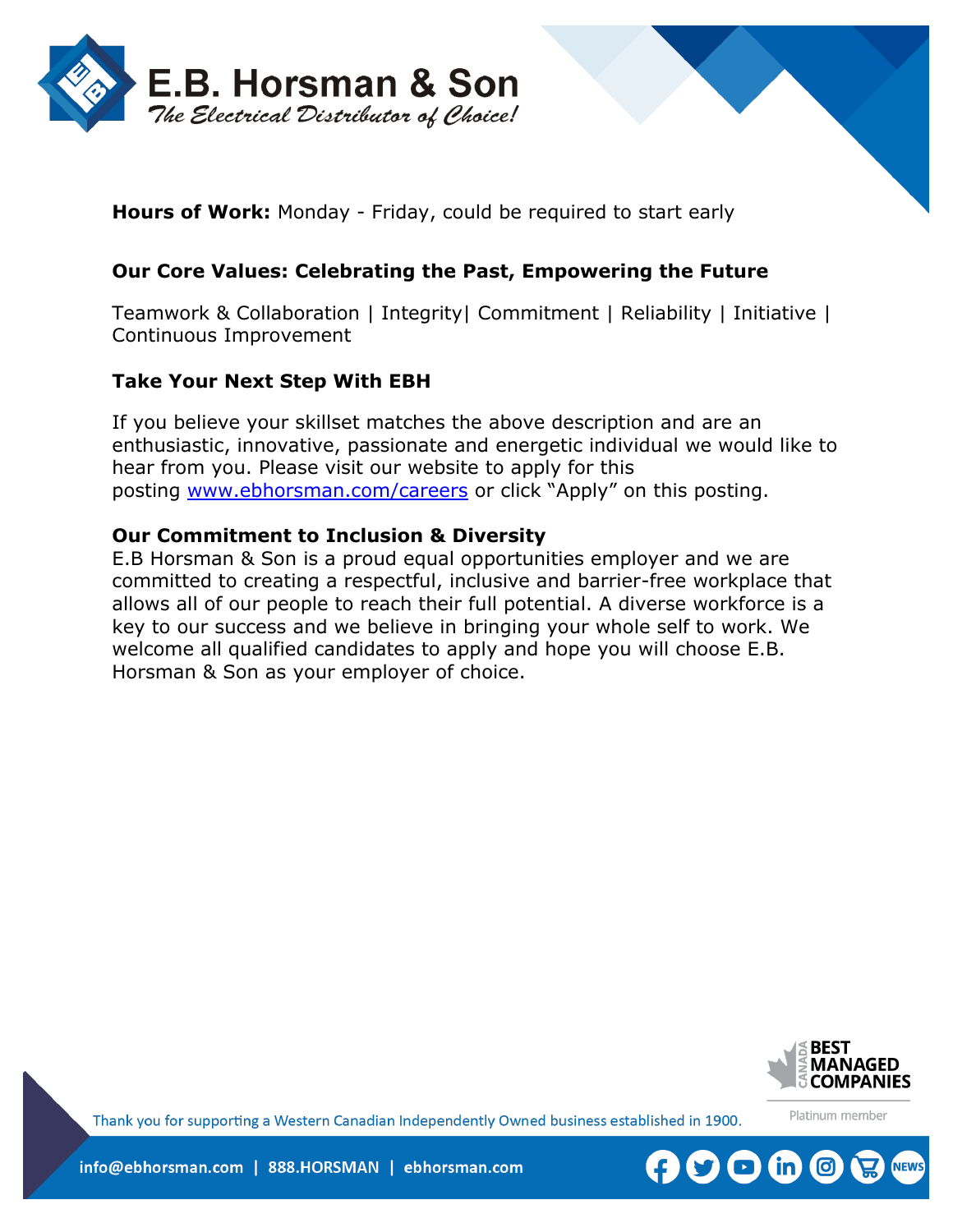**Hours of Work:** Monday - Friday, could be required to start early

### Our Core Values: Celebrating the Past, Empowering the Future

Teamwork & Collaboration | Integrity| Commitment | Reliability | Initiative | Continuous Improvement

### Take Your Next Step With EBH

If you believe your skillset matches the above description and are an enthusiastic, innovative, passionate and energetic individual we would like to hear from you. Please visit our website to apply for this posting [www.ebhorsman.com/careers](www.ebhorsman.com/careers) or click "Apply" on this posting.

### Our Commitment to Inclusion & Diversity

E.B Horsman & Son is a proud equal opportunities employer and we are committed to creating a respectful, inclusive and barrier-free workplace that allows all of our people to reach their full potential. A diverse workforce is a key to our success and we believe in bringing your whole self to work. We welcome all qualified candidates to apply and hope you will choose E.B. Horsman & Son as your employer of choice.